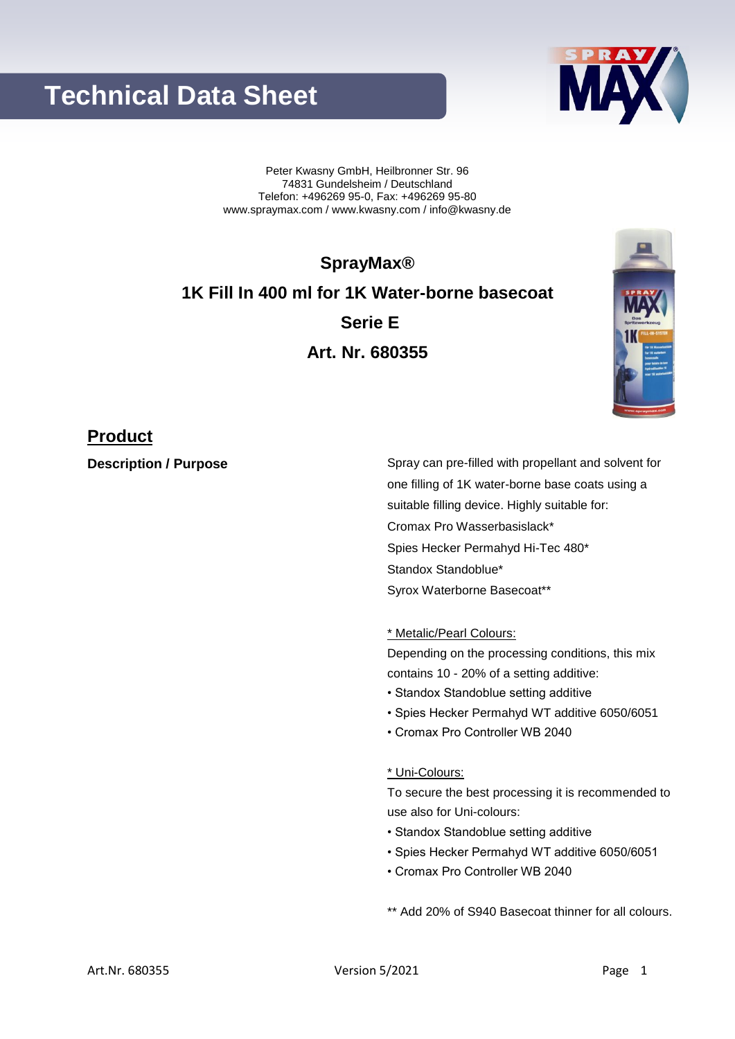# Technical Data Sheet

Peter Kwasny GmbH, Heilbronner Str. 96
74831 Gundelsheim / Deutschland
Telefon: +496269 95-0, Fax: +496269 95-80
www.spraymax.com / www.kwasny.com / info@kwasny.de

**SprayMax®**

**1K Fill In 400 ml for 1K Water-borne basecoat**

**Serie E**

**Art. Nr. 680355**

## Product

**Description / Purpose**

Spray can pre-filled with propellant and solvent for one filling of 1K water-borne base coats using a suitable filling device. Highly suitable for:
Cromax Pro Wasserbasislack*
Spies Hecker Permahyd Hi-Tec 480*
Standox Standoblue*
Syrox Waterborne Basecoat**

<u>* Metalic/Pearl Colours:</u>
Depending on the processing conditions, this mix contains 10 - 20% of a setting additive:
• Standox Standoblue setting additive
• Spies Hecker Permahyd WT additive 6050/6051
• Cromax Pro Controller WB 2040

<u>* Uni-Colours:</u>
To secure the best processing it is recommended to use also for Uni-colours:
• Standox Standoblue setting additive
• Spies Hecker Permahyd WT additive 6050/6051
• Cromax Pro Controller WB 2040

** Add 20% of S940 Basecoat thinner for all colours.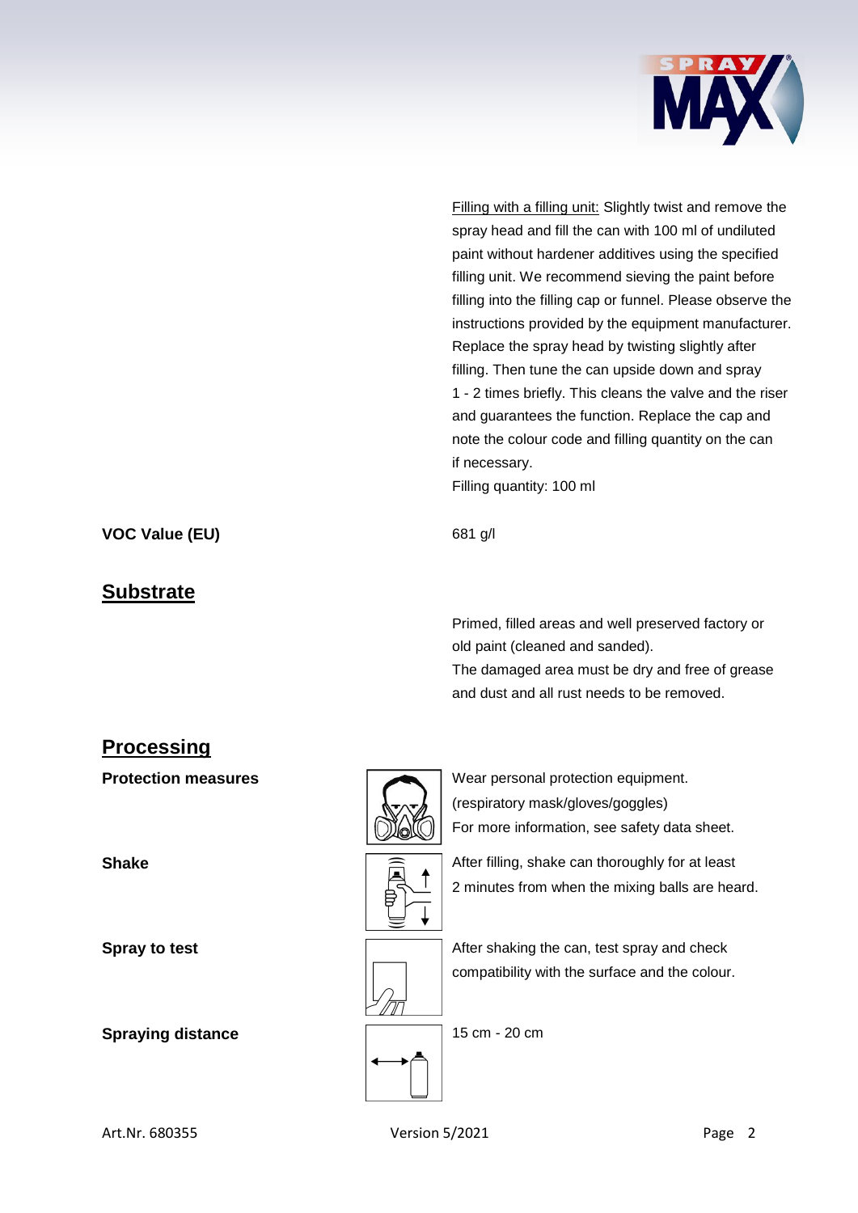Filling with a filling unit: Slightly twist and remove the spray head and fill the can with 100 ml of undiluted paint without hardener additives using the specified filling unit. We recommend sieving the paint before filling into the filling cap or funnel. Please observe the instructions provided by the equipment manufacturer. Replace the spray head by twisting slightly after filling. Then tune the can upside down and spray 1 - 2 times briefly. This cleans the valve and the riser and guarantees the function. Replace the cap and note the colour code and filling quantity on the can if necessary.
Filling quantity: 100 ml

**VOC Value (EU)**

681 g/l

## Substrate

Primed, filled areas and well preserved factory or old paint (cleaned and sanded).
The damaged area must be dry and free of grease and dust and all rust needs to be removed.

## Processing

**Protection measures**

Wear personal protection equipment.
(respiratory mask/gloves/goggles)
For more information, see safety data sheet.

**Shake**

After filling, shake can thoroughly for at least 2 minutes from when the mixing balls are heard.

**Spray to test**

After shaking the can, test spray and check compatibility with the surface and the colour.

**Spraying distance**

15 cm - 20 cm

Art.Nr. 680355 Version 5/2021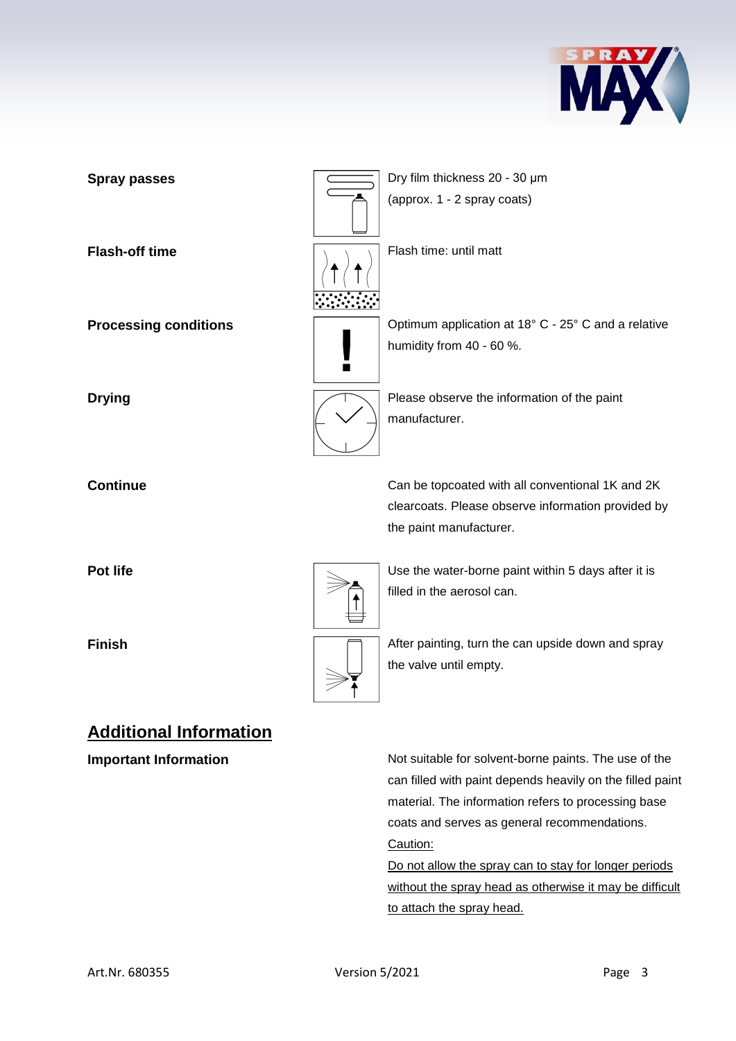**Spray passes**

Dry film thickness 20 - 30 µm
(approx. 1 - 2 spray coats)

**Flash-off time**

Flash time: until matt

**Processing conditions**

Optimum application at 18° C - 25° C and a relative humidity from 40 - 60 %.

**Drying**

Please observe the information of the paint manufacturer.

**Continue**

Can be topcoated with all conventional 1K and 2K clearcoats. Please observe information provided by the paint manufacturer.

**Pot life**

Use the water-borne paint within 5 days after it is filled in the aerosol can.

**Finish**

After painting, turn the can upside down and spray the valve until empty.

## Additional Information

**Important Information**

Not suitable for solvent-borne paints. The use of the can filled with paint depends heavily on the filled paint material. The information refers to processing base coats and serves as general recommendations.
Caution:
Do not allow the spray can to stay for longer periods without the spray head as otherwise it may be difficult to attach the spray head.

Art.Nr. 680355 Version 5/2021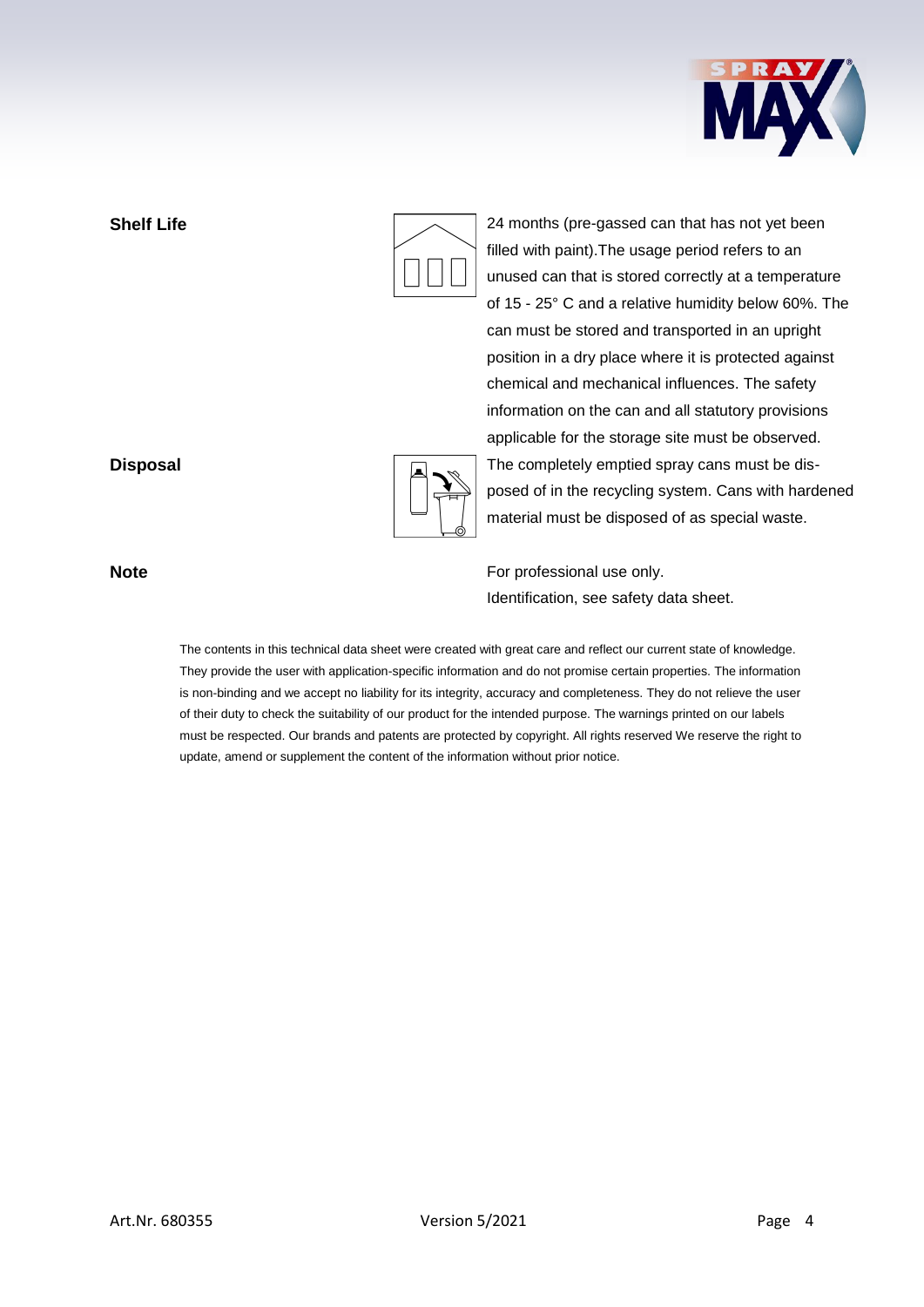**Shelf Life**

24 months (pre-gassed can that has not yet been filled with paint).The usage period refers to an unused can that is stored correctly at a temperature of 15 - 25° C and a relative humidity below 60%. The can must be stored and transported in an upright position in a dry place where it is protected against chemical and mechanical influences. The safety information on the can and all statutory provisions applicable for the storage site must be observed.

**Disposal**

The completely emptied spray cans must be disposed of in the recycling system. Cans with hardened material must be disposed of as special waste.

**Note**

For professional use only.
Identification, see safety data sheet.

The contents in this technical data sheet were created with great care and reflect our current state of knowledge. They provide the user with application-specific information and do not promise certain properties. The information is non-binding and we accept no liability for its integrity, accuracy and completeness. They do not relieve the user of their duty to check the suitability of our product for the intended purpose. The warnings printed on our labels must be respected. Our brands and patents are protected by copyright. All rights reserved We reserve the right to update, amend or supplement the content of the information without prior notice.

Art.Nr. 680355 Version 5/2021